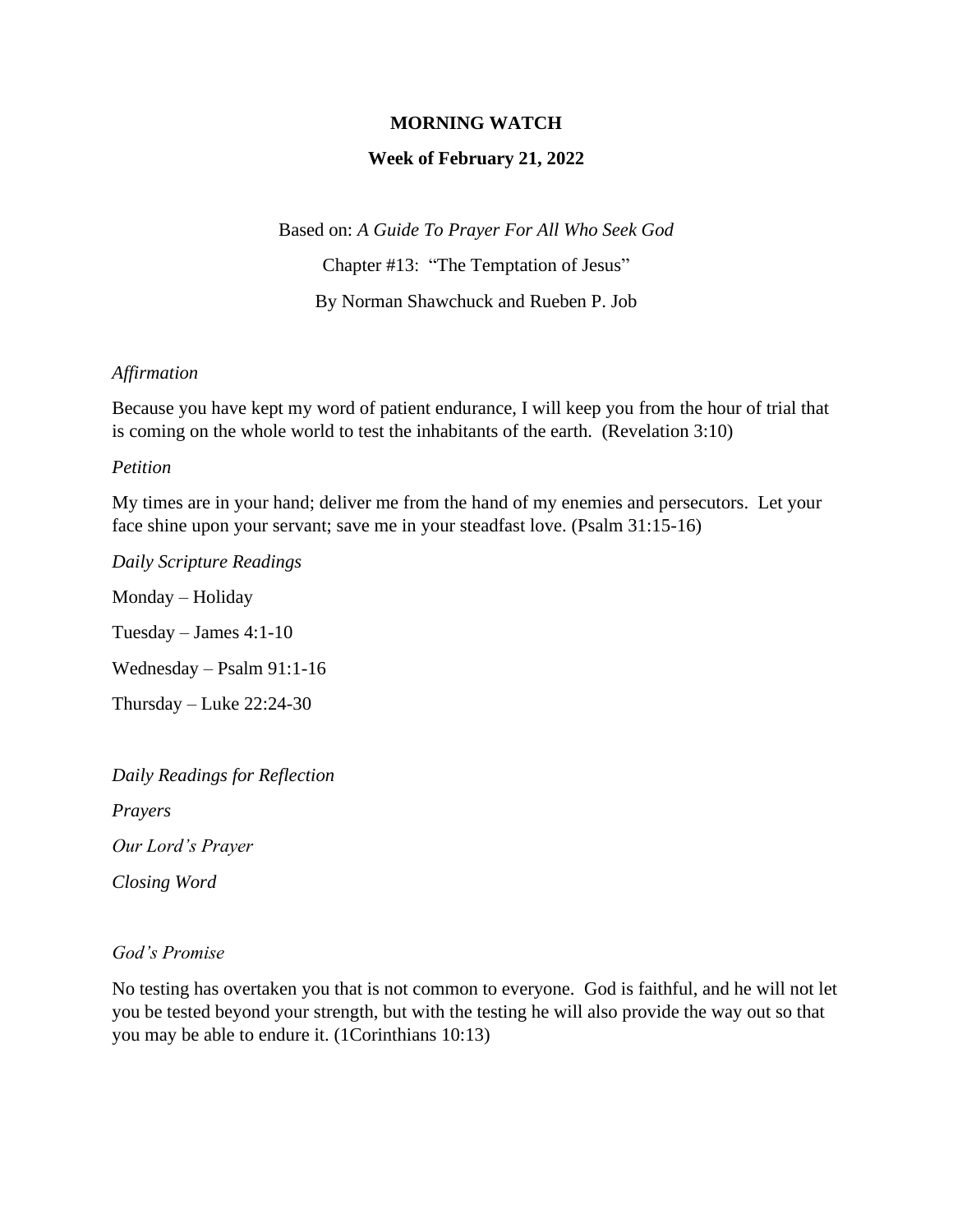# MORNING WATCH

## Week of February 21, 2022

Based on: *A Guide To Prayer For All Who Seek God*

Chapter #13: "The Temptation of Jesus"

By Norman Shawchuck and Rueben P. Job

*Affirmation*

Because you have kept my word of patient endurance, I will keep you from the hour of trial that is coming on the whole world to test the inhabitants of the earth. (Revelation 3:10)

*Petition*

My times are in your hand; deliver me from the hand of my enemies and persecutors. Let your face shine upon your servant; save me in your steadfast love. (Psalm 31:15-16)

*Daily Scripture Readings*

Monday – Holiday

Tuesday – James 4:1-10

Wednesday – Psalm 91:1-16

Thursday – Luke 22:24-30

*Daily Readings for Reflection*

*Prayers*

*Our Lord's Prayer*

*Closing Word*

*God's Promise*

No testing has overtaken you that is not common to everyone. God is faithful, and he will not let you be tested beyond your strength, but with the testing he will also provide the way out so that you may be able to endure it. (1Corinthians 10:13)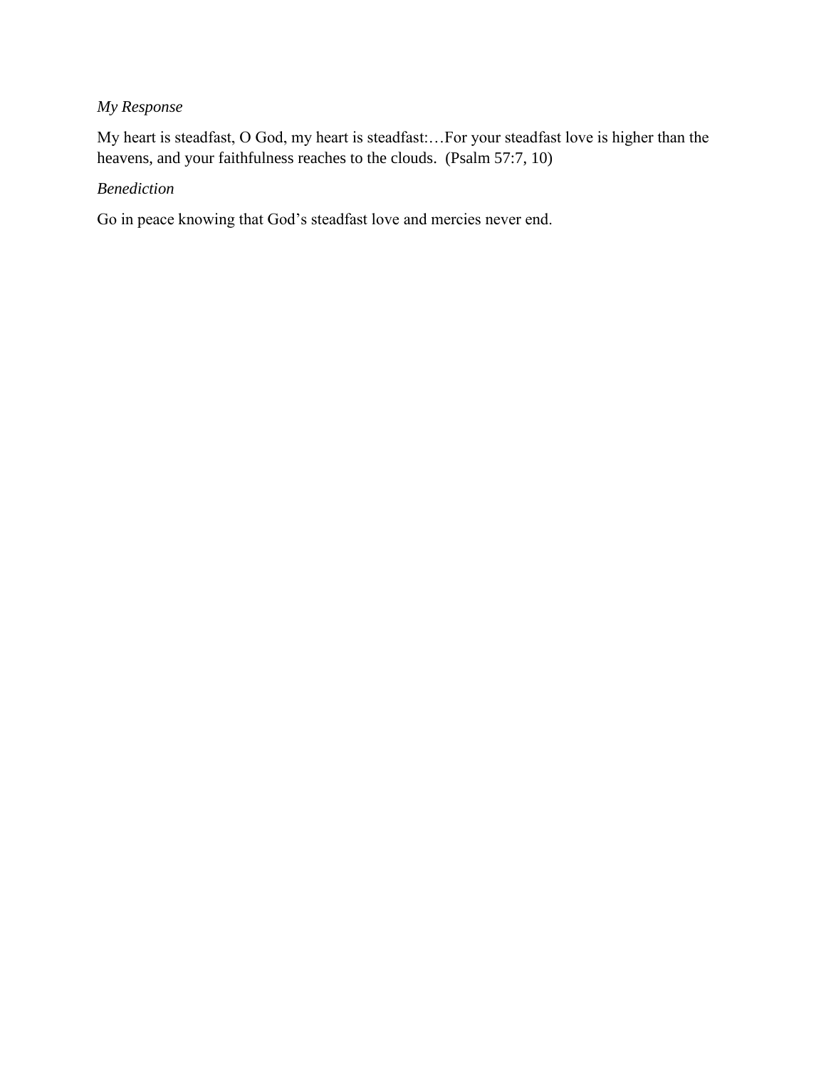*My Response*

My heart is steadfast, O God, my heart is steadfast:…For your steadfast love is higher than the heavens, and your faithfulness reaches to the clouds. (Psalm 57:7, 10)

*Benediction*

Go in peace knowing that God's steadfast love and mercies never end.